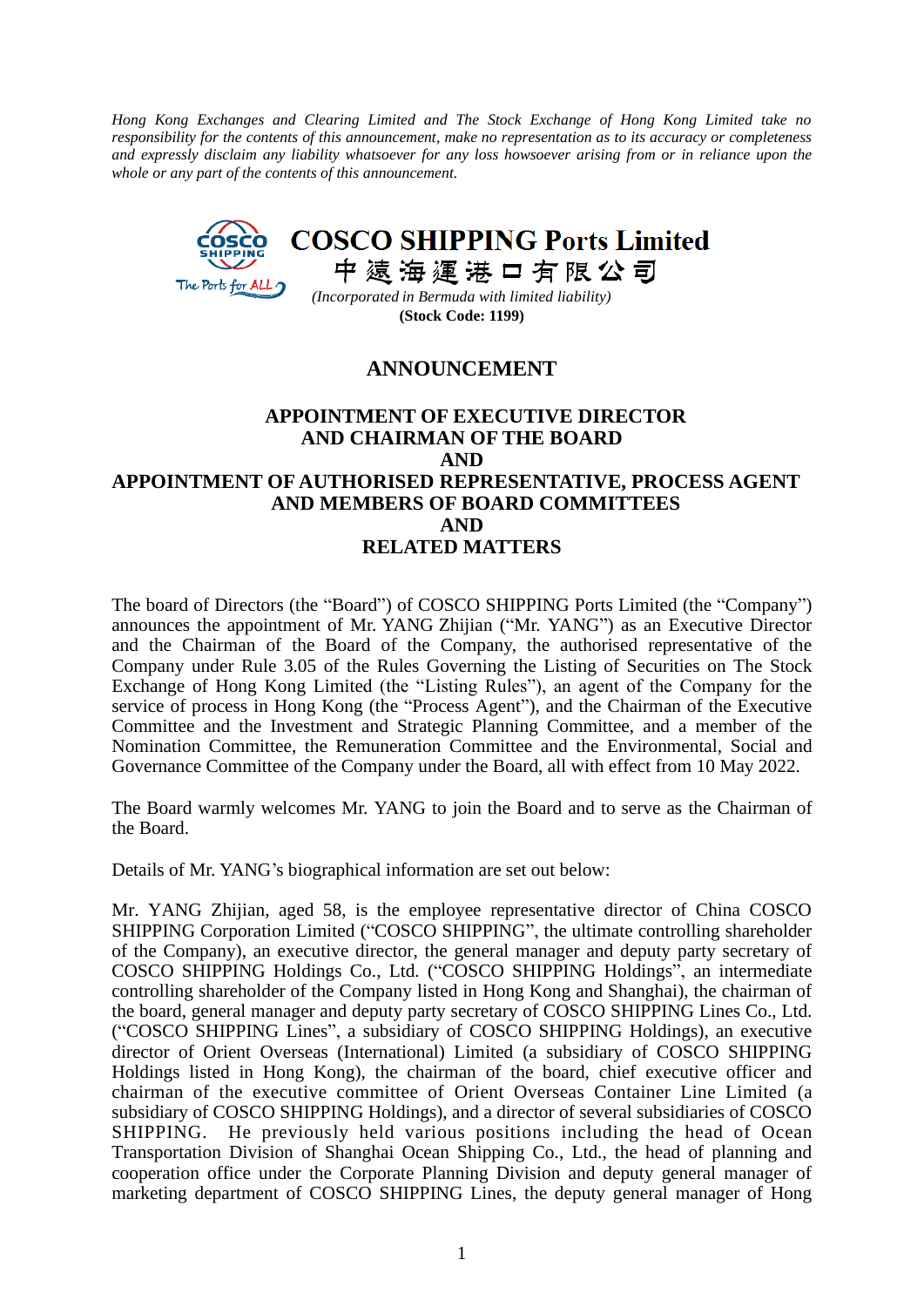*Hong Kong Exchanges and Clearing Limited and The Stock Exchange of Hong Kong Limited take no responsibility for the contents of this announcement, make no representation as to its accuracy or completeness and expressly disclaim any liability whatsoever for any loss howsoever arising from or in reliance upon the whole or any part of the contents of this announcement.*

**COSCO SHIPPING Ports Limited**

**中遠海運港口有限公司**

*(Incorporated in Bermuda with limited liability)*

**(Stock Code: 1199)**

# ANNOUNCEMENT

## APPOINTMENT OF EXECUTIVE DIRECTOR AND CHAIRMAN OF THE BOARD AND APPOINTMENT OF AUTHORISED REPRESENTATIVE, PROCESS AGENT AND MEMBERS OF BOARD COMMITTEES AND RELATED MATTERS

The board of Directors (the "Board") of COSCO SHIPPING Ports Limited (the "Company") announces the appointment of Mr. YANG Zhijian ("Mr. YANG") as an Executive Director and the Chairman of the Board of the Company, the authorised representative of the Company under Rule 3.05 of the Rules Governing the Listing of Securities on The Stock Exchange of Hong Kong Limited (the "Listing Rules"), an agent of the Company for the service of process in Hong Kong (the "Process Agent"), and the Chairman of the Executive Committee and the Investment and Strategic Planning Committee, and a member of the Nomination Committee, the Remuneration Committee and the Environmental, Social and Governance Committee of the Company under the Board, all with effect from 10 May 2022.

The Board warmly welcomes Mr. YANG to join the Board and to serve as the Chairman of the Board.

Details of Mr. YANG's biographical information are set out below:

Mr. YANG Zhijian, aged 58, is the employee representative director of China COSCO SHIPPING Corporation Limited ("COSCO SHIPPING", the ultimate controlling shareholder of the Company), an executive director, the general manager and deputy party secretary of COSCO SHIPPING Holdings Co., Ltd. ("COSCO SHIPPING Holdings", an intermediate controlling shareholder of the Company listed in Hong Kong and Shanghai), the chairman of the board, general manager and deputy party secretary of COSCO SHIPPING Lines Co., Ltd. ("COSCO SHIPPING Lines", a subsidiary of COSCO SHIPPING Holdings), an executive director of Orient Overseas (International) Limited (a subsidiary of COSCO SHIPPING Holdings listed in Hong Kong), the chairman of the board, chief executive officer and chairman of the executive committee of Orient Overseas Container Line Limited (a subsidiary of COSCO SHIPPING Holdings), and a director of several subsidiaries of COSCO SHIPPING. He previously held various positions including the head of Ocean Transportation Division of Shanghai Ocean Shipping Co., Ltd., the head of planning and cooperation office under the Corporate Planning Division and deputy general manager of marketing department of COSCO SHIPPING Lines, the deputy general manager of Hong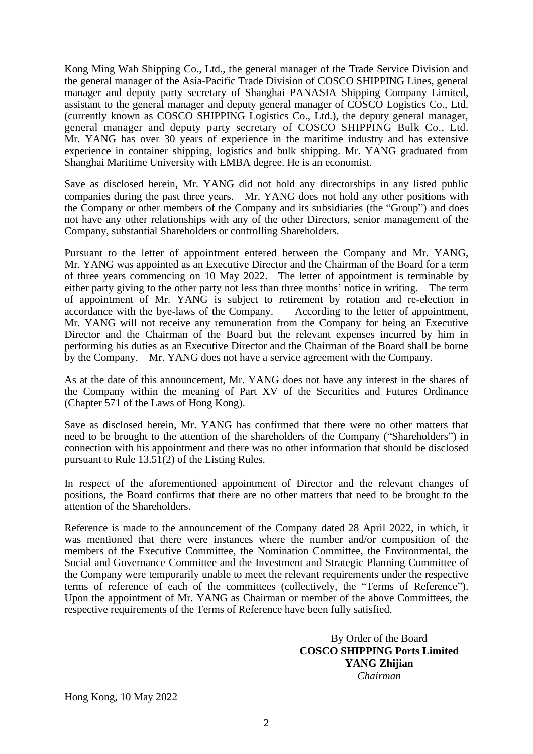Kong Ming Wah Shipping Co., Ltd., the general manager of the Trade Service Division and the general manager of the Asia-Pacific Trade Division of COSCO SHIPPING Lines, general manager and deputy party secretary of Shanghai PANASIA Shipping Company Limited, assistant to the general manager and deputy general manager of COSCO Logistics Co., Ltd. (currently known as COSCO SHIPPING Logistics Co., Ltd.), the deputy general manager, general manager and deputy party secretary of COSCO SHIPPING Bulk Co., Ltd. Mr. YANG has over 30 years of experience in the maritime industry and has extensive experience in container shipping, logistics and bulk shipping. Mr. YANG graduated from Shanghai Maritime University with EMBA degree. He is an economist.

Save as disclosed herein, Mr. YANG did not hold any directorships in any listed public companies during the past three years. Mr. YANG does not hold any other positions with the Company or other members of the Company and its subsidiaries (the "Group") and does not have any other relationships with any of the other Directors, senior management of the Company, substantial Shareholders or controlling Shareholders.

Pursuant to the letter of appointment entered between the Company and Mr. YANG, Mr. YANG was appointed as an Executive Director and the Chairman of the Board for a term of three years commencing on 10 May 2022. The letter of appointment is terminable by either party giving to the other party not less than three months' notice in writing. The term of appointment of Mr. YANG is subject to retirement by rotation and re-election in accordance with the bye-laws of the Company. According to the letter of appointment, Mr. YANG will not receive any remuneration from the Company for being an Executive Director and the Chairman of the Board but the relevant expenses incurred by him in performing his duties as an Executive Director and the Chairman of the Board shall be borne by the Company. Mr. YANG does not have a service agreement with the Company.

As at the date of this announcement, Mr. YANG does not have any interest in the shares of the Company within the meaning of Part XV of the Securities and Futures Ordinance (Chapter 571 of the Laws of Hong Kong).

Save as disclosed herein, Mr. YANG has confirmed that there were no other matters that need to be brought to the attention of the shareholders of the Company ("Shareholders") in connection with his appointment and there was no other information that should be disclosed pursuant to Rule 13.51(2) of the Listing Rules.

In respect of the aforementioned appointment of Director and the relevant changes of positions, the Board confirms that there are no other matters that need to be brought to the attention of the Shareholders.

Reference is made to the announcement of the Company dated 28 April 2022, in which, it was mentioned that there were instances where the number and/or composition of the members of the Executive Committee, the Nomination Committee, the Environmental, the Social and Governance Committee and the Investment and Strategic Planning Committee of the Company were temporarily unable to meet the relevant requirements under the respective terms of reference of each of the committees (collectively, the "Terms of Reference"). Upon the appointment of Mr. YANG as Chairman or member of the above Committees, the respective requirements of the Terms of Reference have been fully satisfied.

By Order of the Board
**COSCO SHIPPING Ports Limited**
**YANG Zhijian**
*Chairman*

Hong Kong, 10 May 2022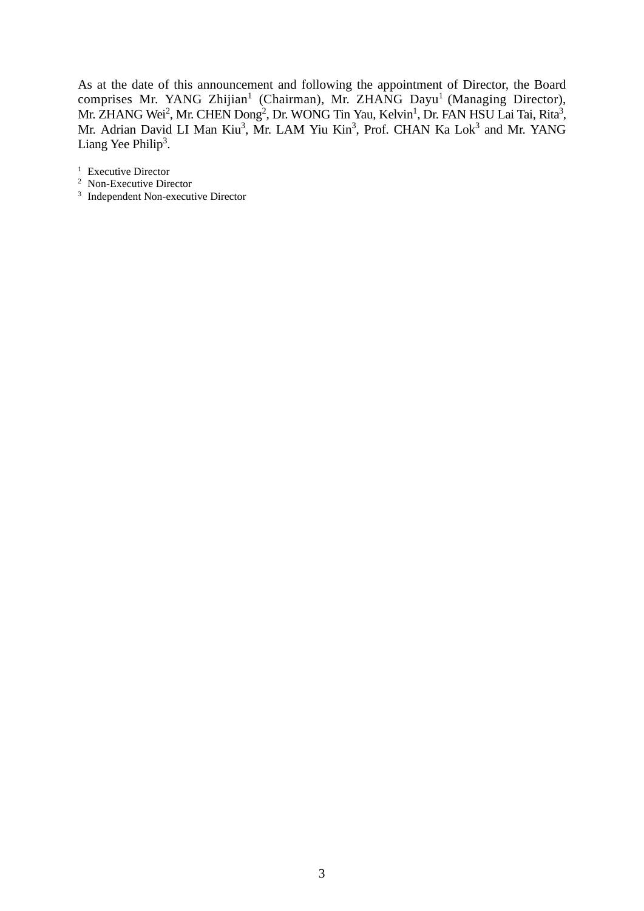As at the date of this announcement and following the appointment of Director, the Board comprises Mr. YANG Zhijian[1] (Chairman), Mr. ZHANG Dayu[1] (Managing Director), Mr. ZHANG Wei[2], Mr. CHEN Dong[2], Dr. WONG Tin Yau, Kelvin[1], Dr. FAN HSU Lai Tai, Rita[3], Mr. Adrian David LI Man Kiu[3], Mr. LAM Yiu Kin[3], Prof. CHAN Ka Lok[3] and Mr. YANG Liang Yee Philip[3].

[1] Executive Director
[2] Non-Executive Director
[3] Independent Non-executive Director